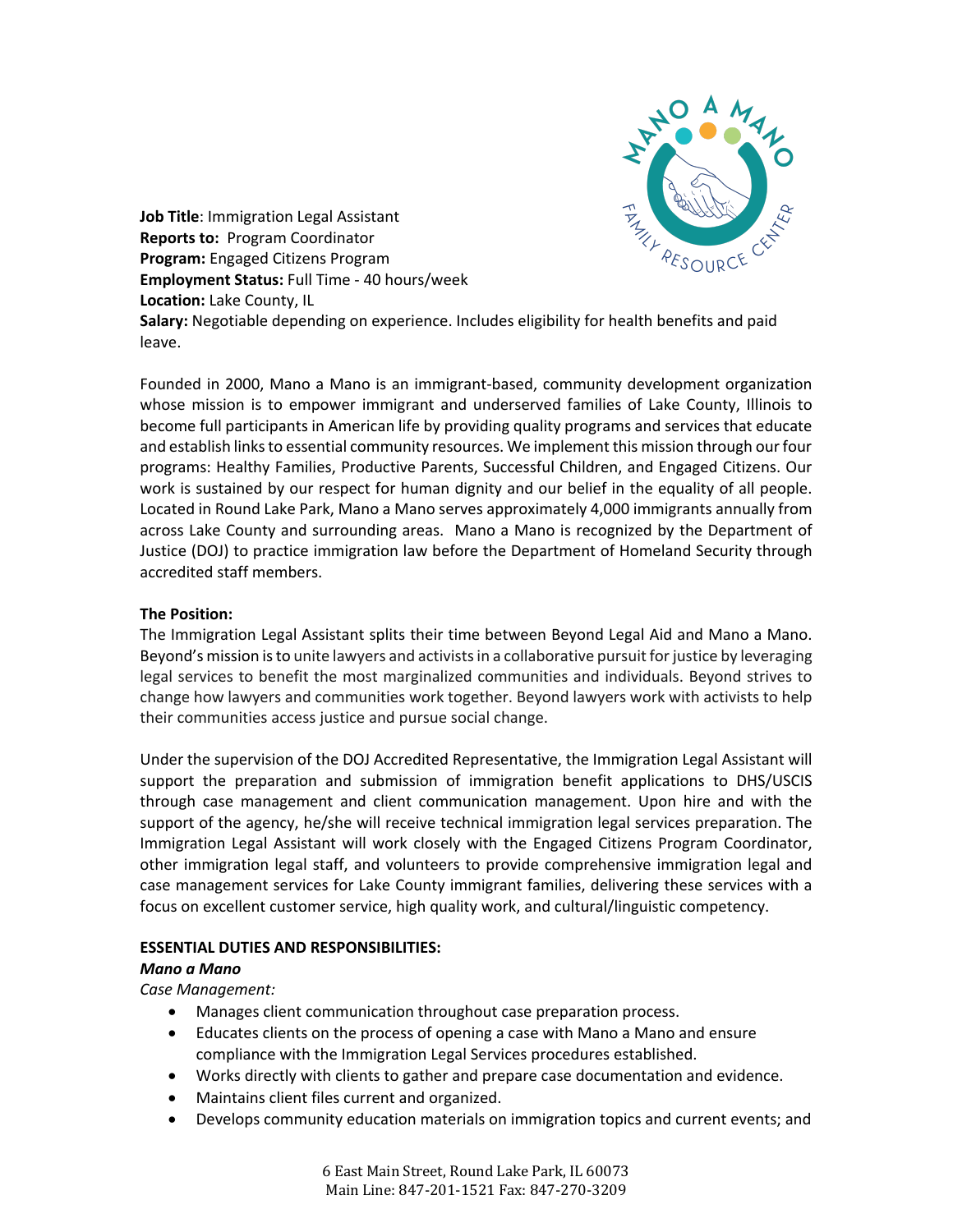**Job Title**: Immigration Legal Assistant
**Reports to:** Program Coordinator
**Program:** Engaged Citizens Program
**Employment Status:** Full Time - 40 hours/week
**Location:** Lake County, IL
**Salary:** Negotiable depending on experience. Includes eligibility for health benefits and paid leave.

Founded in 2000, Mano a Mano is an immigrant-based, community development organization whose mission is to empower immigrant and underserved families of Lake County, Illinois to become full participants in American life by providing quality programs and services that educate and establish links to essential community resources. We implement this mission through our four programs: Healthy Families, Productive Parents, Successful Children, and Engaged Citizens. Our work is sustained by our respect for human dignity and our belief in the equality of all people. Located in Round Lake Park, Mano a Mano serves approximately 4,000 immigrants annually from across Lake County and surrounding areas. Mano a Mano is recognized by the Department of Justice (DOJ) to practice immigration law before the Department of Homeland Security through accredited staff members.

**The Position:**

The Immigration Legal Assistant splits their time between Beyond Legal Aid and Mano a Mano. Beyond's mission is to unite lawyers and activists in a collaborative pursuit for justice by leveraging legal services to benefit the most marginalized communities and individuals. Beyond strives to change how lawyers and communities work together. Beyond lawyers work with activists to help their communities access justice and pursue social change.

Under the supervision of the DOJ Accredited Representative, the Immigration Legal Assistant will support the preparation and submission of immigration benefit applications to DHS/USCIS through case management and client communication management. Upon hire and with the support of the agency, he/she will receive technical immigration legal services preparation. The Immigration Legal Assistant will work closely with the Engaged Citizens Program Coordinator, other immigration legal staff, and volunteers to provide comprehensive immigration legal and case management services for Lake County immigrant families, delivering these services with a focus on excellent customer service, high quality work, and cultural/linguistic competency.

**ESSENTIAL DUTIES AND RESPONSIBILITIES:**

***Mano a Mano***

*Case Management:*

- Manages client communication throughout case preparation process.
- Educates clients on the process of opening a case with Mano a Mano and ensure compliance with the Immigration Legal Services procedures established.
- Works directly with clients to gather and prepare case documentation and evidence.
- Maintains client files current and organized.
- Develops community education materials on immigration topics and current events; and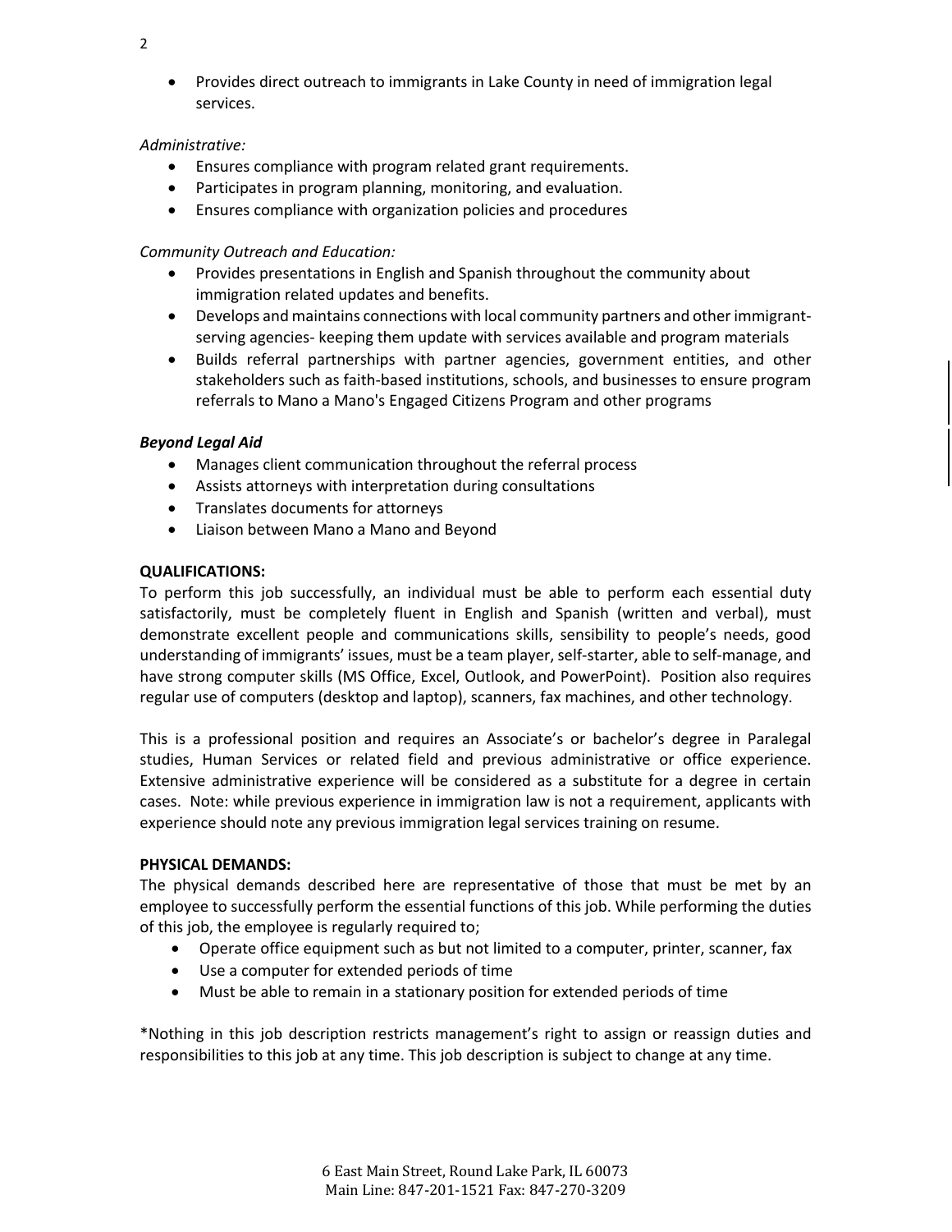- Provides direct outreach to immigrants in Lake County in need of immigration legal services.

*Administrative:*

- Ensures compliance with program related grant requirements.
- Participates in program planning, monitoring, and evaluation.
- Ensures compliance with organization policies and procedures

*Community Outreach and Education:*

- Provides presentations in English and Spanish throughout the community about immigration related updates and benefits.
- Develops and maintains connections with local community partners and other immigrant-serving agencies- keeping them update with services available and program materials
- Builds referral partnerships with partner agencies, government entities, and other stakeholders such as faith-based institutions, schools, and businesses to ensure program referrals to Mano a Mano's Engaged Citizens Program and other programs

***Beyond Legal Aid***

- Manages client communication throughout the referral process
- Assists attorneys with interpretation during consultations
- Translates documents for attorneys
- Liaison between Mano a Mano and Beyond

**QUALIFICATIONS:**

To perform this job successfully, an individual must be able to perform each essential duty satisfactorily, must be completely fluent in English and Spanish (written and verbal), must demonstrate excellent people and communications skills, sensibility to people's needs, good understanding of immigrants' issues, must be a team player, self-starter, able to self-manage, and have strong computer skills (MS Office, Excel, Outlook, and PowerPoint). Position also requires regular use of computers (desktop and laptop), scanners, fax machines, and other technology.

This is a professional position and requires an Associate's or bachelor's degree in Paralegal studies, Human Services or related field and previous administrative or office experience. Extensive administrative experience will be considered as a substitute for a degree in certain cases. Note: while previous experience in immigration law is not a requirement, applicants with experience should note any previous immigration legal services training on resume.

**PHYSICAL DEMANDS:**

The physical demands described here are representative of those that must be met by an employee to successfully perform the essential functions of this job. While performing the duties of this job, the employee is regularly required to;

- Operate office equipment such as but not limited to a computer, printer, scanner, fax
- Use a computer for extended periods of time
- Must be able to remain in a stationary position for extended periods of time

*Nothing in this job description restricts management's right to assign or reassign duties and responsibilities to this job at any time. This job description is subject to change at any time.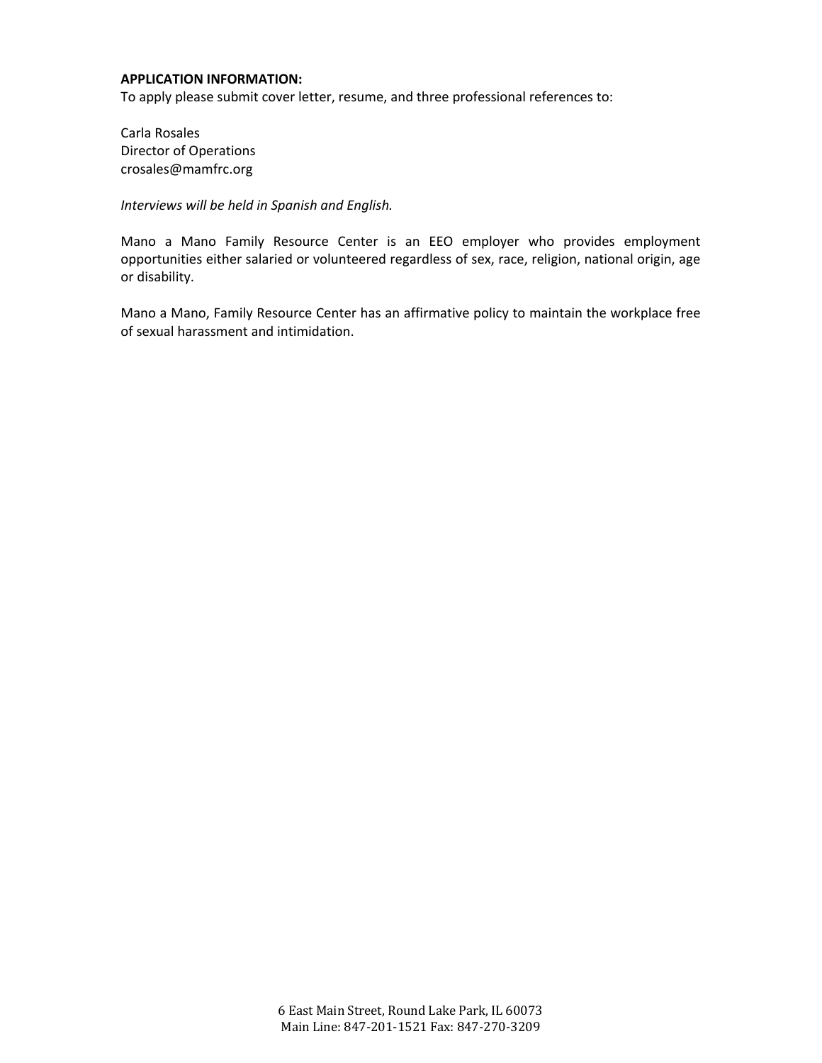**APPLICATION INFORMATION:**
To apply please submit cover letter, resume, and three professional references to:

Carla Rosales
Director of Operations
crosales@mamfrc.org

*Interviews will be held in Spanish and English.*

Mano a Mano Family Resource Center is an EEO employer who provides employment opportunities either salaried or volunteered regardless of sex, race, religion, national origin, age or disability.

Mano a Mano, Family Resource Center has an affirmative policy to maintain the workplace free of sexual harassment and intimidation.

6 East Main Street, Round Lake Park, IL 60073
Main Line: 847-201-1521 Fax: 847-270-3209